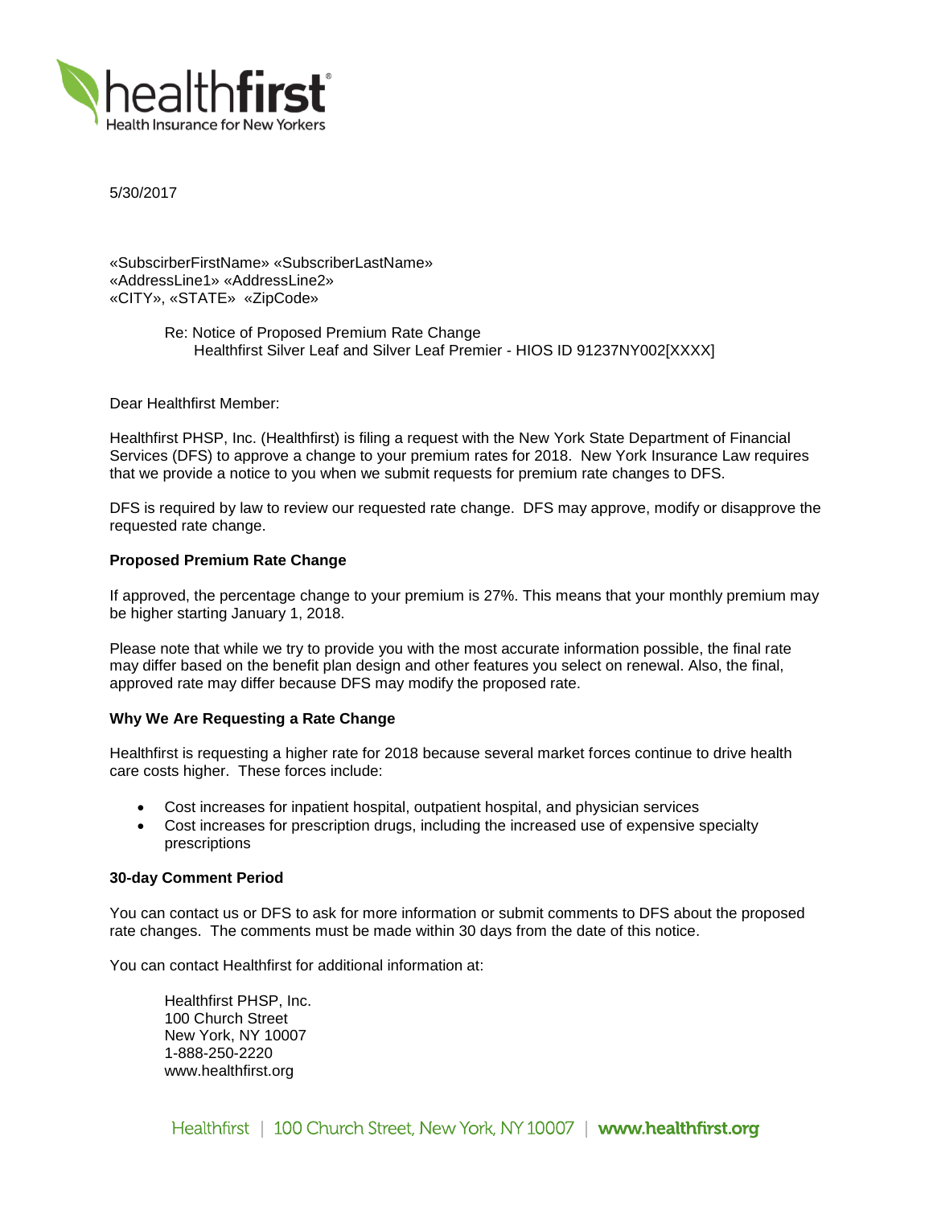5/30/2017

«SubscirberFirstName» «SubscriberLastName»
«AddressLine1» «AddressLine2»
«CITY», «STATE» «ZipCode»

Re: Notice of Proposed Premium Rate Change
Healthfirst Silver Leaf and Silver Leaf Premier - HIOS ID 91237NY002[XXXX]

Dear Healthfirst Member:

Healthfirst PHSP, Inc. (Healthfirst) is filing a request with the New York State Department of Financial Services (DFS) to approve a change to your premium rates for 2018. New York Insurance Law requires that we provide a notice to you when we submit requests for premium rate changes to DFS.

DFS is required by law to review our requested rate change. DFS may approve, modify or disapprove the requested rate change.

**Proposed Premium Rate Change**

If approved, the percentage change to your premium is 27%. This means that your monthly premium may be higher starting January 1, 2018.

Please note that while we try to provide you with the most accurate information possible, the final rate may differ based on the benefit plan design and other features you select on renewal. Also, the final, approved rate may differ because DFS may modify the proposed rate.

**Why We Are Requesting a Rate Change**

Healthfirst is requesting a higher rate for 2018 because several market forces continue to drive health care costs higher. These forces include:

- Cost increases for inpatient hospital, outpatient hospital, and physician services
- Cost increases for prescription drugs, including the increased use of expensive specialty prescriptions

**30-day Comment Period**

You can contact us or DFS to ask for more information or submit comments to DFS about the proposed rate changes. The comments must be made within 30 days from the date of this notice.

You can contact Healthfirst for additional information at:

Healthfirst PHSP, Inc.
100 Church Street
New York, NY 10007
1-888-250-2220
www.healthfirst.org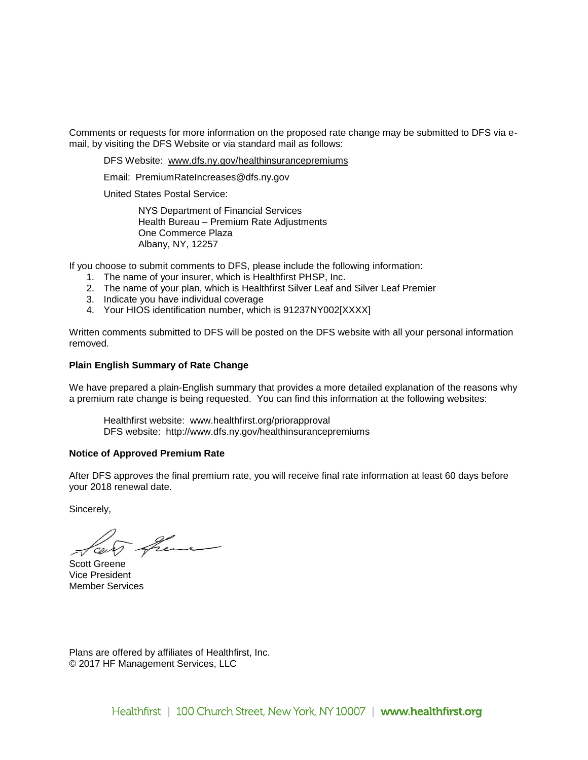Comments or requests for more information on the proposed rate change may be submitted to DFS via e-mail, by visiting the DFS Website or via standard mail as follows:

DFS Website: www.dfs.ny.gov/healthinsurancepremiums

Email: PremiumRateIncreases@dfs.ny.gov

United States Postal Service:

NYS Department of Financial Services
Health Bureau – Premium Rate Adjustments
One Commerce Plaza
Albany, NY, 12257

If you choose to submit comments to DFS, please include the following information:

1. The name of your insurer, which is Healthfirst PHSP, Inc.
2. The name of your plan, which is Healthfirst Silver Leaf and Silver Leaf Premier
3. Indicate you have individual coverage
4. Your HIOS identification number, which is 91237NY002[XXXX]

Written comments submitted to DFS will be posted on the DFS website with all your personal information removed.

**Plain English Summary of Rate Change**

We have prepared a plain-English summary that provides a more detailed explanation of the reasons why a premium rate change is being requested. You can find this information at the following websites:

Healthfirst website: www.healthfirst.org/priorapproval
DFS website: http://www.dfs.ny.gov/healthinsurancepremiums

**Notice of Approved Premium Rate**

After DFS approves the final premium rate, you will receive final rate information at least 60 days before your 2018 renewal date.

Sincerely,

Scott Greene
Vice President
Member Services

Plans are offered by affiliates of Healthfirst, Inc.
© 2017 HF Management Services, LLC

Healthfirst | 100 Church Street, New York, NY 10007 | www.healthfirst.org